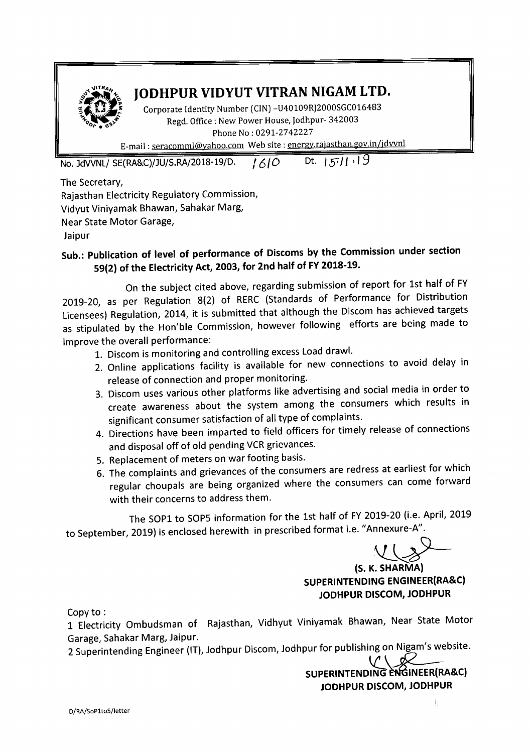# JODHPUR VIDYUT VITRAN NIGAM LTD.

Corporate Identity Number (CIN) -U40109RJ2000SGC016483
Regd. Office : New Power House, Jodhpur- 342003
Phone No : 0291-2742227
E-mail : seracomml@yahoo.com Web site : energy.rajasthan.gov.in/jdvvnl

No. JdVVNL/ SE(RA&C)/JU/S.RA/2018-19/D. 1610 Dt. 15/11/19

The Secretary,
Rajasthan Electricity Regulatory Commission,
Vidyut Viniyamak Bhawan, Sahakar Marg,
Near State Motor Garage,
Jaipur

**Sub.: Publication of level of performance of Discoms by the Commission under section 59(2) of the Electricity Act, 2003, for 2nd half of FY 2018-19.**

On the subject cited above, regarding submission of report for 1st half of FY 2019-20, as per Regulation 8(2) of RERC (Standards of Performance for Distribution Licensees) Regulation, 2014, it is submitted that although the Discom has achieved targets as stipulated by the Hon'ble Commission, however following efforts are being made to improve the overall performance:

1. Discom is monitoring and controlling excess Load drawl.
2. Online applications facility is available for new connections to avoid delay in release of connection and proper monitoring.
3. Discom uses various other platforms like advertising and social media in order to create awareness about the system among the consumers which results in significant consumer satisfaction of all type of complaints.
4. Directions have been imparted to field officers for timely release of connections and disposal off of old pending VCR grievances.
5. Replacement of meters on war footing basis.
6. The complaints and grievances of the consumers are redress at earliest for which regular choupals are being organized where the consumers can come forward with their concerns to address them.

The SOP1 to SOP5 information for the 1st half of FY 2019-20 (i.e. April, 2019 to September, 2019) is enclosed herewith in prescribed format i.e. "Annexure-A".

**(S. K. SHARMA)**
**SUPERINTENDING ENGINEER(RA&C)**
**JODHPUR DISCOM, JODHPUR**

Copy to :

1 Electricity Ombudsman of Rajasthan, Vidhyut Viniyamak Bhawan, Near State Motor Garage, Sahakar Marg, Jaipur.

2 Superintending Engineer (IT), Jodhpur Discom, Jodhpur for publishing on Nigam's website.

**SUPERINTENDING ENGINEER(RA&C)**
**JODHPUR DISCOM, JODHPUR**

D/RA/SoP1to5/letter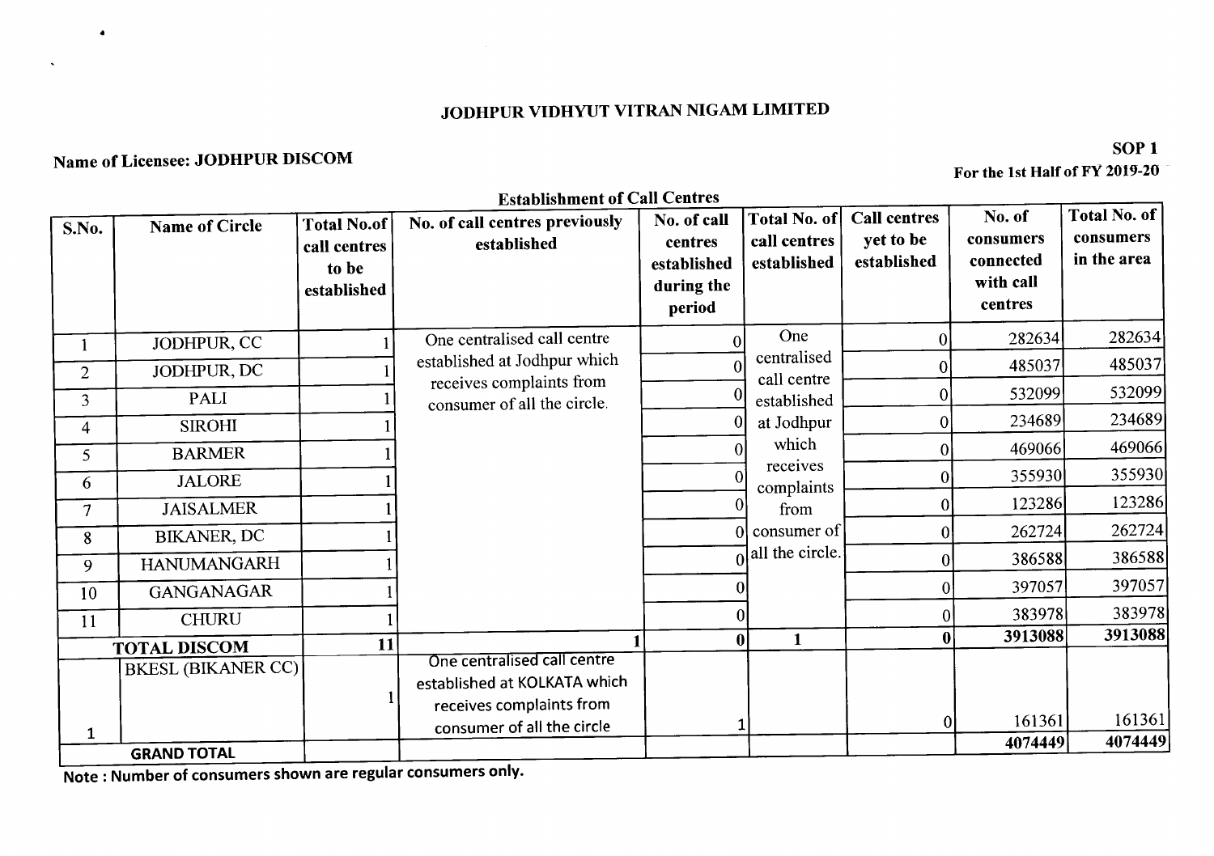# JODHPUR VIDHYUT VITRAN NIGAM LIMITED

**Name of Licensee: JODHPUR DISCOM**

**SOP 1**

**For the 1st Half of FY 2019-20**

**Establishment of Call Centres**

| S.No. | Name of Circle | Total No.of call centres to be established | No. of call centres previously established | No. of call centres established during the period | Total No. of call centres established | Call centres yet to be established | No. of consumers connected with call centres | Total No. of consumers in the area |
|---|---|---|---|---|---|---|---|---|
| 1 | JODHPUR, CC | 1 | One centralised call centre established at Jodhpur which receives complaints from consumer of all the circle. | 0 | One centralised call centre established at Jodhpur which receives complaints from consumer of all the circle. | 0 | 282634 | 282634 |
| 2 | JODHPUR, DC | 1 | | 0 | | 0 | 485037 | 485037 |
| 3 | PALI | 1 | | 0 | | 0 | 532099 | 532099 |
| 4 | SIROHI | 1 | | 0 | | 0 | 234689 | 234689 |
| 5 | BARMER | 1 | | 0 | | 0 | 469066 | 469066 |
| 6 | JALORE | 1 | | 0 | | 0 | 355930 | 355930 |
| 7 | JAISALMER | 1 | | 0 | | 0 | 123286 | 123286 |
| 8 | BIKANER, DC | 1 | | 0 | | 0 | 262724 | 262724 |
| 9 | HANUMANGARH | 1 | | 0 | | 0 | 386588 | 386588 |
| 10 | GANGANAGAR | 1 | | 0 | | 0 | 397057 | 397057 |
| 11 | CHURU | 1 | | 0 | | 0 | 383978 | 383978 |
| **TOTAL DISCOM** | | **11** | 1 | **0** | **1** | **0** | **3913088** | **3913088** |
| 1 | BKESL (BIKANER CC) | 1 | One centralised call centre established at KOLKATA which receives complaints from consumer of all the circle | 1 | | 0 | 161361 | 161361 |
| **GRAND TOTAL** | | | | | | | **4074449** | **4074449** |

**Note : Number of consumers shown are regular consumers only.**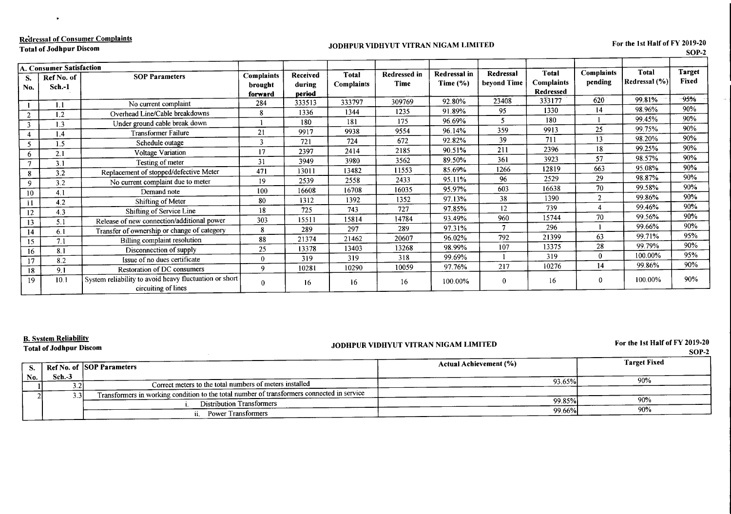**Redressal of Consumer Complaints**

**Total of Jodhpur Discom**

**JODHPUR VIDHYUT VITRAN NIGAM LIMITED**

**For the 1st Half of FY 2019-20**

**SOP-2**

| A. Consumer Satisfaction | | | | | | | | | | | | |
|---|---|---|---|---|---|---|---|---|---|---|---|---|
| S. No. | Ref No. of Sch.-1 | SOP Parameters | Complaints brought forward | Received during period | Total Complaints | Redressed in Time | Redressal in Time (%) | Redressal beyond Time | Total Complaints Redressed | Complaints pending | Total Redressal (%) | Target Fixed |
| 1 | 1.1 | No current complaint | 284 | 333513 | 333797 | 309769 | 92.80% | 23408 | 333177 | 620 | 99.81% | 95% |
| 2 | 1.2 | Overhead Line/Cable breakdowns | 8 | 1336 | 1344 | 1235 | 91.89% | 95 | 1330 | 14 | 98.96% | 90% |
| 3 | 1.3 | Under ground cable break down | 1 | 180 | 181 | 175 | 96.69% | 5 | 180 | 1 | 99.45% | 90% |
| 4 | 1.4 | Transformer Failure | 21 | 9917 | 9938 | 9554 | 96.14% | 359 | 9913 | 25 | 99.75% | 90% |
| 5 | 1.5 | Schedule outage | 3 | 721 | 724 | 672 | 92.82% | 39 | 711 | 13 | 98.20% | 90% |
| 6 | 2.1 | Voltage Variation | 17 | 2397 | 2414 | 2185 | 90.51% | 211 | 2396 | 18 | 99.25% | 90% |
| 7 | 3.1 | Testing of meter | 31 | 3949 | 3980 | 3562 | 89.50% | 361 | 3923 | 57 | 98.57% | 90% |
| 8 | 3.2 | Replacement of stopped/defective Meter | 471 | 13011 | 13482 | 11553 | 85.69% | 1266 | 12819 | 663 | 95.08% | 90% |
| 9 | 3.2 | No current complaint due to meter | 19 | 2539 | 2558 | 2433 | 95.11% | 96 | 2529 | 29 | 98.87% | 90% |
| 10 | 4.1 | Demand note | 100 | 16608 | 16708 | 16035 | 95.97% | 603 | 16638 | 70 | 99.58% | 90% |
| 11 | 4.2 | Shifting of Meter | 80 | 1312 | 1392 | 1352 | 97.13% | 38 | 1390 | 2 | 99.86% | 90% |
| 12 | 4.3 | Shifting of Service Line | 18 | 725 | 743 | 727 | 97.85% | 12 | 739 | 4 | 99.46% | 90% |
| 13 | 5.1 | Release of new connection/additional power | 303 | 15511 | 15814 | 14784 | 93.49% | 960 | 15744 | 70 | 99.56% | 90% |
| 14 | 6.1 | Transfer of ownership or change of category | 8 | 289 | 297 | 289 | 97.31% | 7 | 296 | 1 | 99.66% | 90% |
| 15 | 7.1 | Billing complaint resolution | 88 | 21374 | 21462 | 20607 | 96.02% | 792 | 21399 | 63 | 99.71% | 95% |
| 16 | 8.1 | Disconnection of supply | 25 | 13378 | 13403 | 13268 | 98.99% | 107 | 13375 | 28 | 99.79% | 90% |
| 17 | 8.2 | Issue of no dues certificate | 0 | 319 | 319 | 318 | 99.69% | 1 | 319 | 0 | 100.00% | 95% |
| 18 | 9.1 | Restoration of DC consumers | 9 | 10281 | 10290 | 10059 | 97.76% | 217 | 10276 | 14 | 99.86% | 90% |
| 19 | 10.1 | System reliability to avoid heavy fluctuation or short circuiting of lines | 0 | 16 | 16 | 16 | 100.00% | 0 | 16 | 0 | 100.00% | 90% |

**B. System Reliability**

**Total of Jodhpur Discom**

**JODHPUR VIDHYUT VITRAN NIGAM LIMITED**

**For the 1st Half of FY 2019-20**

**SOP-2**

| S. No. | Ref No. of Sch.-3 | SOP Parameters | Actual Achievement (%) | Target Fixed |
|---|---|---|---|---|
| 1 | 3.2 | Correct meters to the total numbers of meters installed | 93.65% | 90% |
| 2 | 3.3 | Transformers in working condition to the total number of transformers connected in service | | |
| | | i. Distribution Transformers | 99.85% | 90% |
| | | ii. Power Transformers | 99.66% | 90% |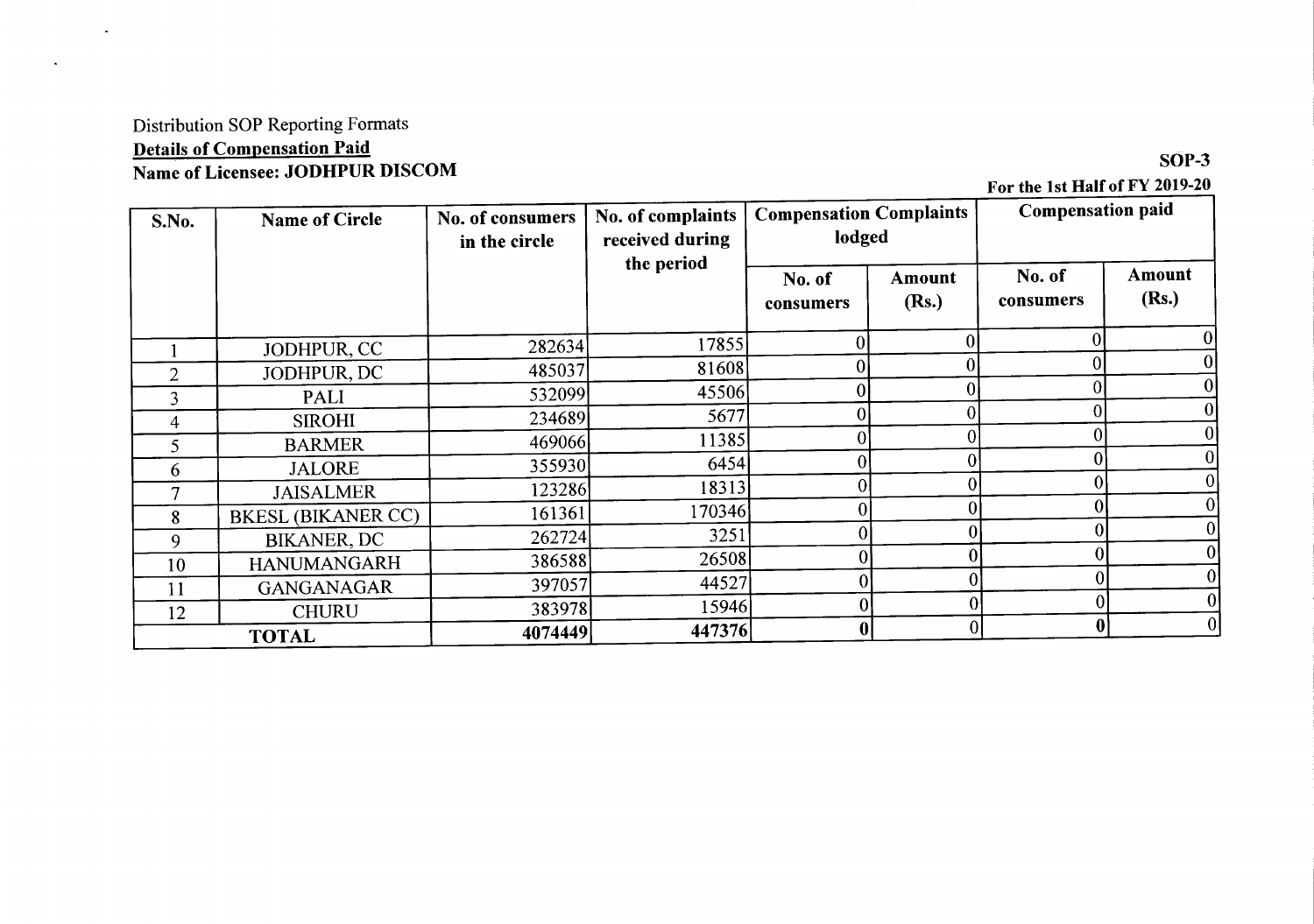Distribution SOP Reporting Formats

**Details of Compensation Paid**

**Name of Licensee: JODHPUR DISCOM**

**SOP-3**

**For the 1st Half of FY 2019-20**

| S.No. | Name of Circle | No. of consumers in the circle | No. of complaints received during the period | Compensation Complaints lodged | | Compensation paid | |
|---|---|---|---|---|---|---|---|
| | | | | No. of consumers | Amount (Rs.) | No. of consumers | Amount (Rs.) |
| 1 | JODHPUR, CC | 282634 | 17855 | 0 | 0 | 0 | 0 |
| 2 | JODHPUR, DC | 485037 | 81608 | 0 | 0 | 0 | 0 |
| 3 | PALI | 532099 | 45506 | 0 | 0 | 0 | 0 |
| 4 | SIROHI | 234689 | 5677 | 0 | 0 | 0 | 0 |
| 5 | BARMER | 469066 | 11385 | 0 | 0 | 0 | 0 |
| 6 | JALORE | 355930 | 6454 | 0 | 0 | 0 | 0 |
| 7 | JAISALMER | 123286 | 18313 | 0 | 0 | 0 | 0 |
| 8 | BKESL (BIKANER CC) | 161361 | 170346 | 0 | 0 | 0 | 0 |
| 9 | BIKANER, DC | 262724 | 3251 | 0 | 0 | 0 | 0 |
| 10 | HANUMANGARH | 386588 | 26508 | 0 | 0 | 0 | 0 |
| 11 | GANGANAGAR | 397057 | 44527 | 0 | 0 | 0 | 0 |
| 12 | CHURU | 383978 | 15946 | 0 | 0 | 0 | 0 |
| **TOTAL** | | **4074449** | **447376** | **0** | 0 | **0** | 0 |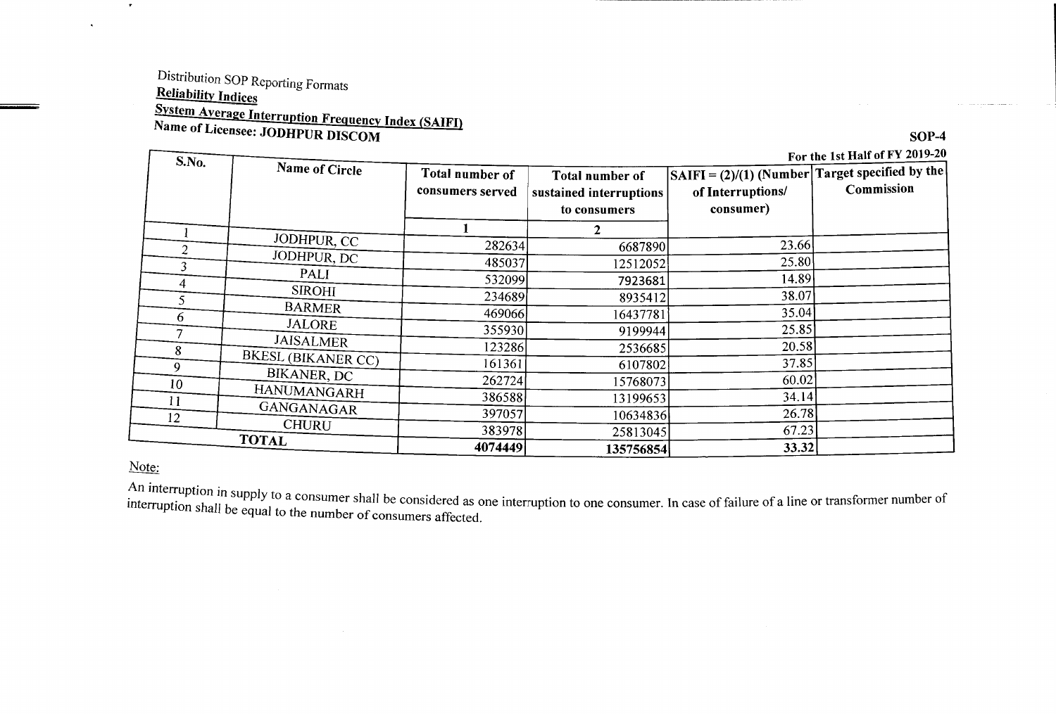Distribution SOP Reporting Formats

**Reliability Indices**

**System Average Interruption Frequency Index (SAIFI)**

**Name of Licensee: JODHPUR DISCOM**

**SOP-4**

**For the 1st Half of FY 2019-20**

| S.No. | Name of Circle | Total number of consumers served | Total number of sustained interruptions to consumers | SAIFI = (2)/(1) (Number of Interruptions/ consumer) | Target specified by the Commission |
|---|---|---|---|---|---|
| | | 1 | 2 | | |
| 1 | JODHPUR, CC | 282634 | 6687890 | 23.66 | |
| 2 | JODHPUR, DC | 485037 | 12512052 | 25.80 | |
| 3 | PALI | 532099 | 7923681 | 14.89 | |
| 4 | SIROHI | 234689 | 8935412 | 38.07 | |
| 5 | BARMER | 469066 | 16437781 | 35.04 | |
| 6 | JALORE | 355930 | 9199944 | 25.85 | |
| 7 | JAISALMER | 123286 | 2536685 | 20.58 | |
| 8 | BKESL (BIKANER CC) | 161361 | 6107802 | 37.85 | |
| 9 | BIKANER, DC | 262724 | 15768073 | 60.02 | |
| 10 | HANUMANGARH | 386588 | 13199653 | 34.14 | |
| 11 | GANGANAGAR | 397057 | 10634836 | 26.78 | |
| 12 | CHURU | 383978 | 25813045 | 67.23 | |
| **TOTAL** | | **4074449** | **135756854** | **33.32** | |

Note:

An interruption in supply to a consumer shall be considered as one interruption to one consumer. In case of failure of a line or transformer number of interruption shall be equal to the number of consumers affected.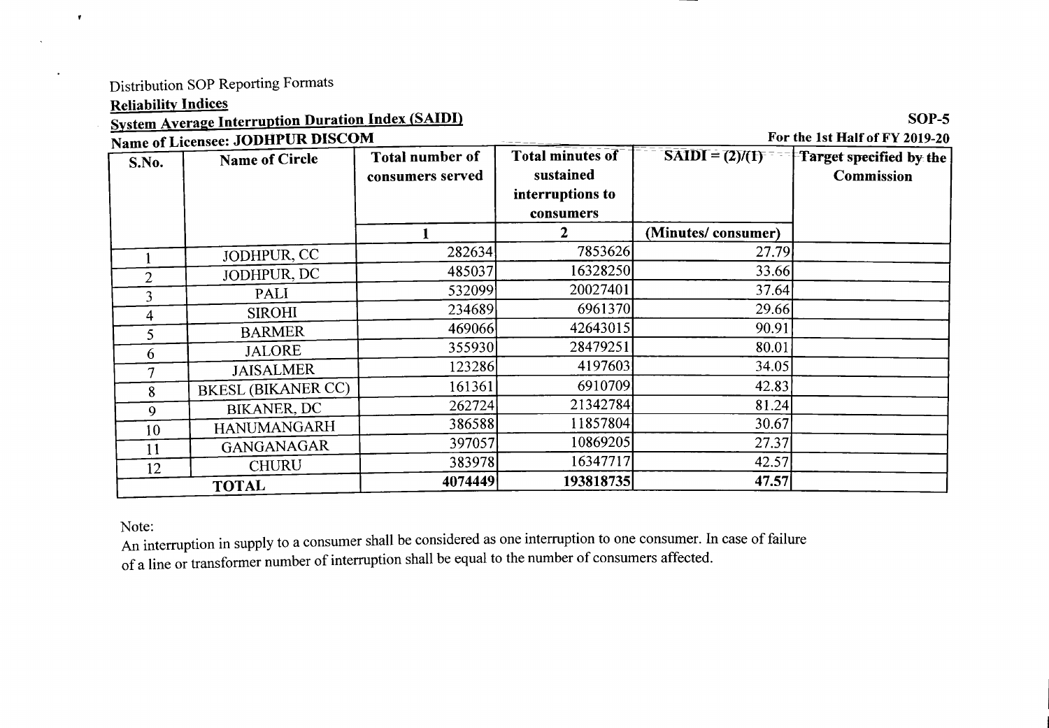Distribution SOP Reporting Formats

**Reliability Indices**

**System Average Interruption Duration Index (SAIDI)**

**SOP-5**

**Name of Licensee: JODHPUR DISCOM**

**For the 1st Half of FY 2019-20**

| S.No. | Name of Circle | Total number of consumers served | Total minutes of sustained interruptions to consumers | SAIDI = (2)/(1) | Target specified by the Commission |
|---|---|---|---|---|---|
| | | 1 | 2 | (Minutes/ consumer) | |
| 1 | JODHPUR, CC | 282634 | 7853626 | 27.79 | |
| 2 | JODHPUR, DC | 485037 | 16328250 | 33.66 | |
| 3 | PALI | 532099 | 20027401 | 37.64 | |
| 4 | SIROHI | 234689 | 6961370 | 29.66 | |
| 5 | BARMER | 469066 | 42643015 | 90.91 | |
| 6 | JALORE | 355930 | 28479251 | 80.01 | |
| 7 | JAISALMER | 123286 | 4197603 | 34.05 | |
| 8 | BKESL (BIKANER CC) | 161361 | 6910709 | 42.83 | |
| 9 | BIKANER, DC | 262724 | 21342784 | 81.24 | |
| 10 | HANUMANGARH | 386588 | 11857804 | 30.67 | |
| 11 | GANGANAGAR | 397057 | 10869205 | 27.37 | |
| 12 | CHURU | 383978 | 16347717 | 42.57 | |
| **TOTAL** | | **4074449** | **193818735** | **47.57** | |

Note:

An interruption in supply to a consumer shall be considered as one interruption to one consumer. In case of failure of a line or transformer number of interruption shall be equal to the number of consumers affected.